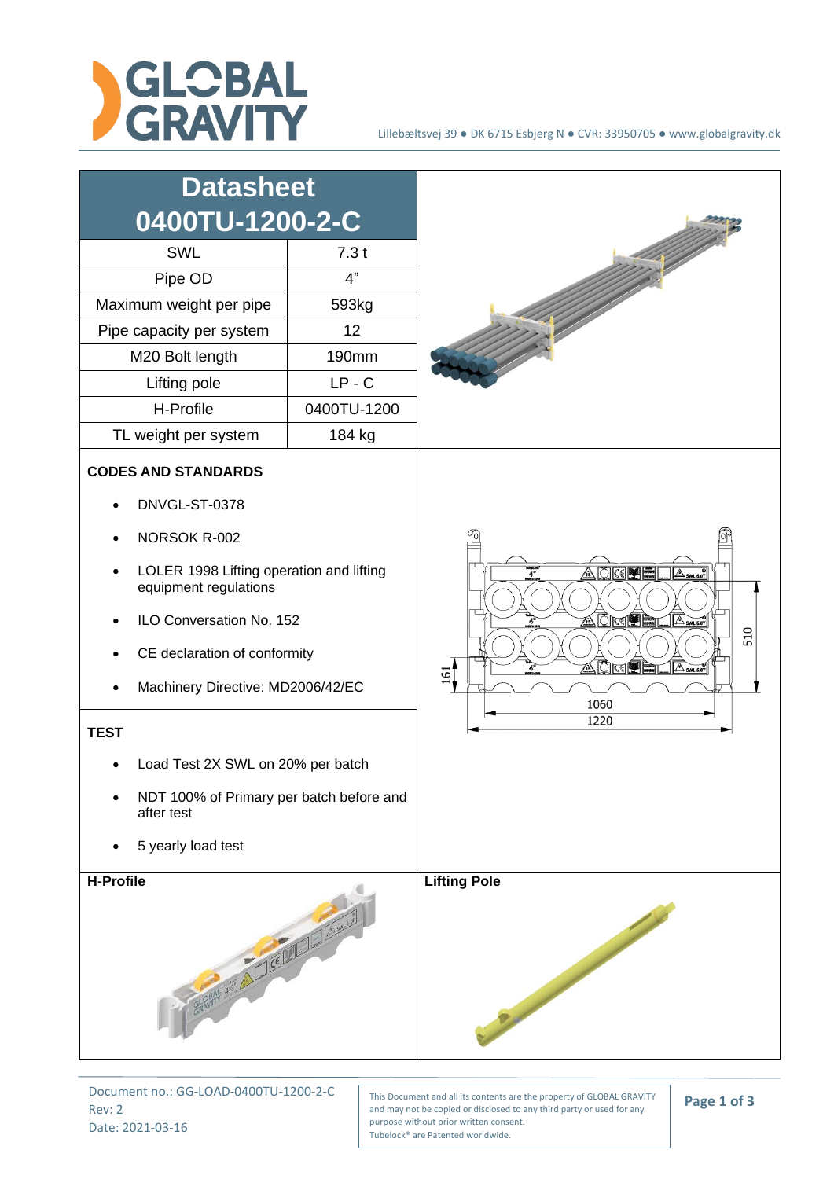# Datasheet 0400TU-1200-2-C

| SWL | 7.3 t |
|---|---|
| Pipe OD | 4" |
| Maximum weight per pipe | 593kg |
| Pipe capacity per system | 12 |
| M20 Bolt length | 190mm |
| Lifting pole | LP - C |
| H-Profile | 0400TU-1200 |
| TL weight per system | 184 kg |

**CODES AND STANDARDS**

- DNVGL-ST-0378
- NORSOK R-002
- LOLER 1998 Lifting operation and lifting equipment regulations
- ILO Conversation No. 152
- CE declaration of conformity
- Machinery Directive: MD2006/42/EC

**TEST**

- Load Test 2X SWL on 20% per batch
- NDT 100% of Primary per batch before and after test
- 5 yearly load test

**H-Profile**

**Lifting Pole**

Document no.: GG-LOAD-0400TU-1200-2-C
Rev: 2
Date: 2021-03-16

This Document and all its contents are the property of GLOBAL GRAVITY and may not be copied or disclosed to any third party or used for any purpose without prior written consent.
Tubelock® are Patented worldwide.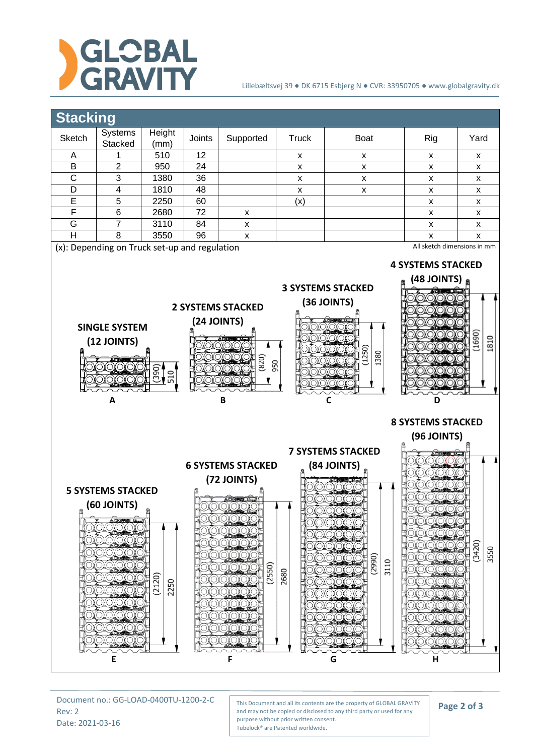## Stacking

| Sketch | Systems Stacked | Height (mm) | Joints | Supported | Truck | Boat | Rig | Yard |
|---|---|---|---|---|---|---|---|---|
| A | 1 | 510 | 12 | | x | x | x | x |
| B | 2 | 950 | 24 | | x | x | x | x |
| C | 3 | 1380 | 36 | | x | x | x | x |
| D | 4 | 1810 | 48 | | x | x | x | x |
| E | 5 | 2250 | 60 | | (x) | | x | x |
| F | 6 | 2680 | 72 | x | | | x | x |
| G | 7 | 3110 | 84 | x | | | x | x |
| H | 8 | 3550 | 96 | x | | | x | x |

(x): Depending on Truck set-up and regulation

All sketch dimensions in mm

**SINGLE SYSTEM (12 JOINTS)** — (390) 510 — **A**

**2 SYSTEMS STACKED (24 JOINTS)** — (820) 950 — **B**

**3 SYSTEMS STACKED (36 JOINTS)** — (1250) 1380 — **C**

**4 SYSTEMS STACKED (48 JOINTS)** — (1690) 1810 — **D**

**5 SYSTEMS STACKED (60 JOINTS)** — (2120) 2250 — **E**

**6 SYSTEMS STACKED (72 JOINTS)** — (2550) 2680 — **F**

**7 SYSTEMS STACKED (84 JOINTS)** — (2990) 3110 — **G**

**8 SYSTEMS STACKED (96 JOINTS)** — (3420) 3550 — **H**

Document no.: GG-LOAD-0400TU-1200-2-C
Rev: 2
Date: 2021-03-16

This Document and all its contents are the property of GLOBAL GRAVITY and may not be copied or disclosed to any third party or used for any purpose without prior written consent.
Tubelock® are Patented worldwide.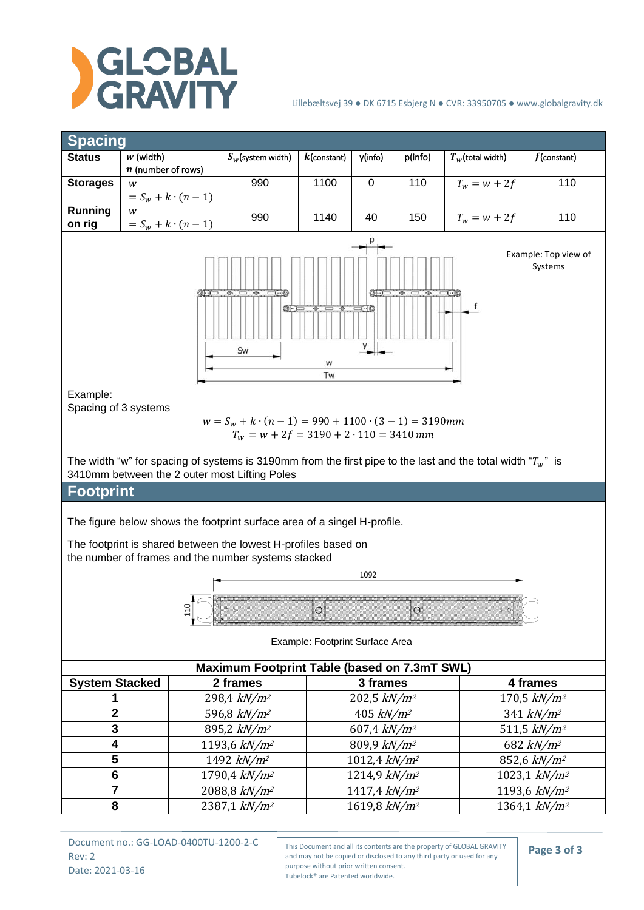## Spacing

| Status | $w$ (width) $n$ (number of rows) | $S_w$(system width) | $k$(constant) | y(info) | p(info) | $T_w$(total width) | $f$(constant) |
|---|---|---|---|---|---|---|---|
| **Storages** | $w = S_w + k \cdot (n-1)$ | 990 | 1100 | 0 | 110 | $T_w = w + 2f$ | 110 |
| **Running on rig** | $w = S_w + k \cdot (n-1)$ | 990 | 1140 | 40 | 150 | $T_w = w + 2f$ | 110 |

p

f

Sw

y

w

Tw

Example: Top view of Systems

Example:
Spacing of 3 systems

$$w = S_w + k \cdot (n-1) = 990 + 1100 \cdot (3-1) = 3190mm$$
$$T_W = w + 2f = 3190 + 2 \cdot 110 = 3410\,mm$$

The width "w" for spacing of systems is 3190mm from the first pipe to the last and the total width "$T_w$" is 3410mm between the 2 outer most Lifting Poles

## Footprint

The figure below shows the footprint surface area of a singel H-profile.

The footprint is shared between the lowest H-profiles based on the number of frames and the number systems stacked

1092

110

Example: Footprint Surface Area

| Maximum Footprint Table (based on 7.3mT SWL) | | | |
|---|---|---|---|
| **System Stacked** | **2 frames** | **3 frames** | **4 frames** |
| **1** | 298,4 $kN/m^2$ | 202,5 $kN/m^2$ | 170,5 $kN/m^2$ |
| **2** | 596,8 $kN/m^2$ | 405 $kN/m^2$ | 341 $kN/m^2$ |
| **3** | 895,2 $kN/m^2$ | 607,4 $kN/m^2$ | 511,5 $kN/m^2$ |
| **4** | 1193,6 $kN/m^2$ | 809,9 $kN/m^2$ | 682 $kN/m^2$ |
| **5** | 1492 $kN/m^2$ | 1012,4 $kN/m^2$ | 852,6 $kN/m^2$ |
| **6** | 1790,4 $kN/m^2$ | 1214,9 $kN/m^2$ | 1023,1 $kN/m^2$ |
| **7** | 2088,8 $kN/m^2$ | 1417,4 $kN/m^2$ | 1193,6 $kN/m^2$ |
| **8** | 2387,1 $kN/m^2$ | 1619,8 $kN/m^2$ | 1364,1 $kN/m^2$ |